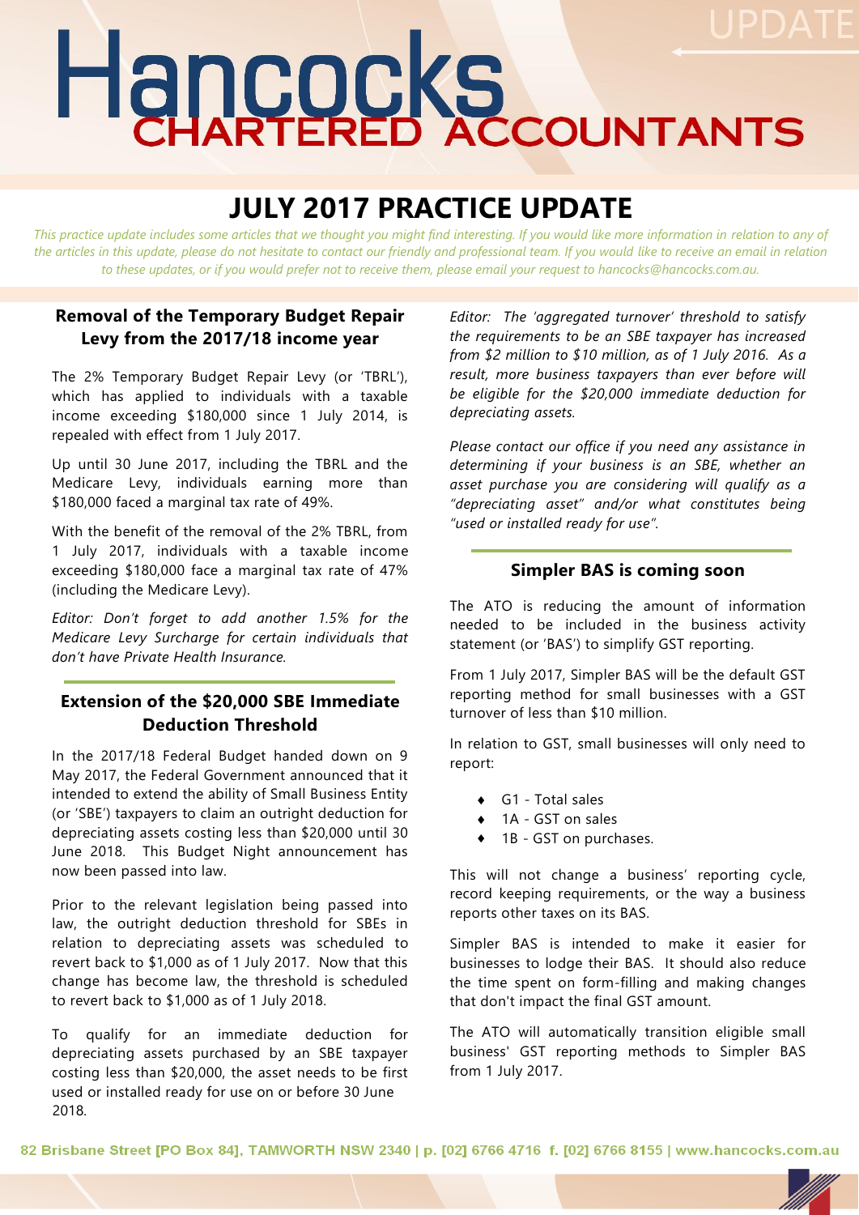# Hancocks CHARTERED ACCOUNTANTS

UPDATE

## JULY 2017 PRACTICE UPDATE

*This practice update includes some articles that we thought you might find interesting. If you would like more information in relation to any of the articles in this update, please do not hesitate to contact our friendly and professional team. If you would like to receive an email in relation to these updates, or if you would prefer not to receive them, please email your request to hancocks@hancocks.com.au.*

### Removal of the Temporary Budget Repair Levy from the 2017/18 income year

The 2% Temporary Budget Repair Levy (or 'TBRL'), which has applied to individuals with a taxable income exceeding $180,000 since 1 July 2014, is repealed with effect from 1 July 2017.

Up until 30 June 2017, including the TBRL and the Medicare Levy, individuals earning more than $180,000 faced a marginal tax rate of 49%.

With the benefit of the removal of the 2% TBRL, from 1 July 2017, individuals with a taxable income exceeding $180,000 face a marginal tax rate of 47% (including the Medicare Levy).

*Editor: Don't forget to add another 1.5% for the Medicare Levy Surcharge for certain individuals that don't have Private Health Insurance.*

### Extension of the $20,000 SBE Immediate Deduction Threshold

In the 2017/18 Federal Budget handed down on 9 May 2017, the Federal Government announced that it intended to extend the ability of Small Business Entity (or 'SBE') taxpayers to claim an outright deduction for depreciating assets costing less than $20,000 until 30 June 2018. This Budget Night announcement has now been passed into law.

Prior to the relevant legislation being passed into law, the outright deduction threshold for SBEs in relation to depreciating assets was scheduled to revert back to $1,000 as of 1 July 2017. Now that this change has become law, the threshold is scheduled to revert back to $1,000 as of 1 July 2018.

To qualify for an immediate deduction for depreciating assets purchased by an SBE taxpayer costing less than $20,000, the asset needs to be first used or installed ready for use on or before 30 June 2018.

*Editor: The 'aggregated turnover' threshold to satisfy the requirements to be an SBE taxpayer has increased from $2 million to $10 million, as of 1 July 2016. As a result, more business taxpayers than ever before will be eligible for the $20,000 immediate deduction for depreciating assets.*

*Please contact our office if you need any assistance in determining if your business is an SBE, whether an asset purchase you are considering will qualify as a "depreciating asset" and/or what constitutes being "used or installed ready for use".*

### Simpler BAS is coming soon

The ATO is reducing the amount of information needed to be included in the business activity statement (or 'BAS') to simplify GST reporting.

From 1 July 2017, Simpler BAS will be the default GST reporting method for small businesses with a GST turnover of less than $10 million.

In relation to GST, small businesses will only need to report:

- G1 - Total sales
- 1A - GST on sales
- 1B - GST on purchases.

This will not change a business' reporting cycle, record keeping requirements, or the way a business reports other taxes on its BAS.

Simpler BAS is intended to make it easier for businesses to lodge their BAS. It should also reduce the time spent on form-filling and making changes that don't impact the final GST amount.

The ATO will automatically transition eligible small business' GST reporting methods to Simpler BAS from 1 July 2017.

82 Brisbane Street [PO Box 84], TAMWORTH NSW 2340 | p. [02] 6766 4716 f. [02] 6766 8155 | www.hancocks.com.au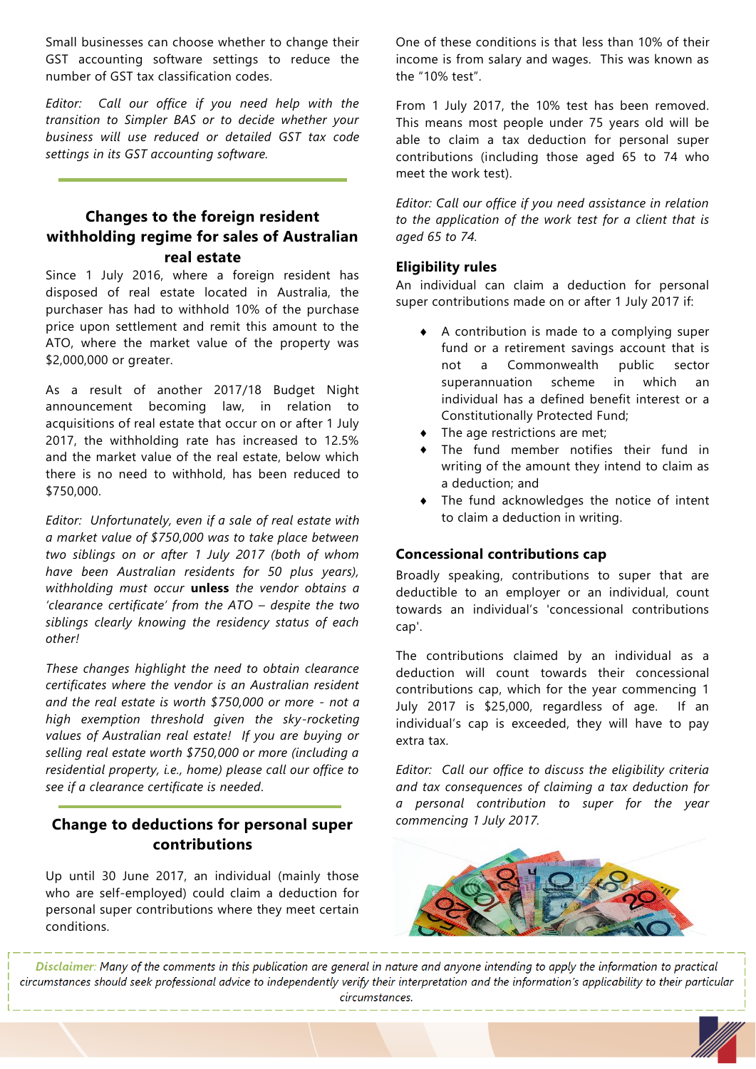Small businesses can choose whether to change their GST accounting software settings to reduce the number of GST tax classification codes.

*Editor: Call our office if you need help with the transition to Simpler BAS or to decide whether your business will use reduced or detailed GST tax code settings in its GST accounting software.*

## Changes to the foreign resident withholding regime for sales of Australian real estate

Since 1 July 2016, where a foreign resident has disposed of real estate located in Australia, the purchaser has had to withhold 10% of the purchase price upon settlement and remit this amount to the ATO, where the market value of the property was $2,000,000 or greater.

As a result of another 2017/18 Budget Night announcement becoming law, in relation to acquisitions of real estate that occur on or after 1 July 2017, the withholding rate has increased to 12.5% and the market value of the real estate, below which there is no need to withhold, has been reduced to $750,000.

*Editor: Unfortunately, even if a sale of real estate with a market value of $750,000 was to take place between two siblings on or after 1 July 2017 (both of whom have been Australian residents for 50 plus years), withholding must occur* ***unless*** *the vendor obtains a 'clearance certificate' from the ATO – despite the two siblings clearly knowing the residency status of each other!*

*These changes highlight the need to obtain clearance certificates where the vendor is an Australian resident and the real estate is worth $750,000 or more - not a high exemption threshold given the sky-rocketing values of Australian real estate! If you are buying or selling real estate worth $750,000 or more (including a residential property, i.e., home) please call our office to see if a clearance certificate is needed.*

## Change to deductions for personal super contributions

Up until 30 June 2017, an individual (mainly those who are self-employed) could claim a deduction for personal super contributions where they met certain conditions.

One of these conditions is that less than 10% of their income is from salary and wages. This was known as the "10% test".

From 1 July 2017, the 10% test has been removed. This means most people under 75 years old will be able to claim a tax deduction for personal super contributions (including those aged 65 to 74 who meet the work test).

*Editor: Call our office if you need assistance in relation to the application of the work test for a client that is aged 65 to 74.*

### Eligibility rules

An individual can claim a deduction for personal super contributions made on or after 1 July 2017 if:

- A contribution is made to a complying super fund or a retirement savings account that is not a Commonwealth public sector superannuation scheme in which an individual has a defined benefit interest or a Constitutionally Protected Fund;
- The age restrictions are met;
- The fund member notifies their fund in writing of the amount they intend to claim as a deduction; and
- The fund acknowledges the notice of intent to claim a deduction in writing.

### Concessional contributions cap

Broadly speaking, contributions to super that are deductible to an employer or an individual, count towards an individual's 'concessional contributions cap'.

The contributions claimed by an individual as a deduction will count towards their concessional contributions cap, which for the year commencing 1 July 2017 is $25,000, regardless of age. If an individual's cap is exceeded, they will have to pay extra tax.

*Editor: Call our office to discuss the eligibility criteria and tax consequences of claiming a tax deduction for a personal contribution to super for the year commencing 1 July 2017.*

*Disclaimer: Many of the comments in this publication are general in nature and anyone intending to apply the information to practical circumstances should seek professional advice to independently verify their interpretation and the information's applicability to their particular circumstances.*